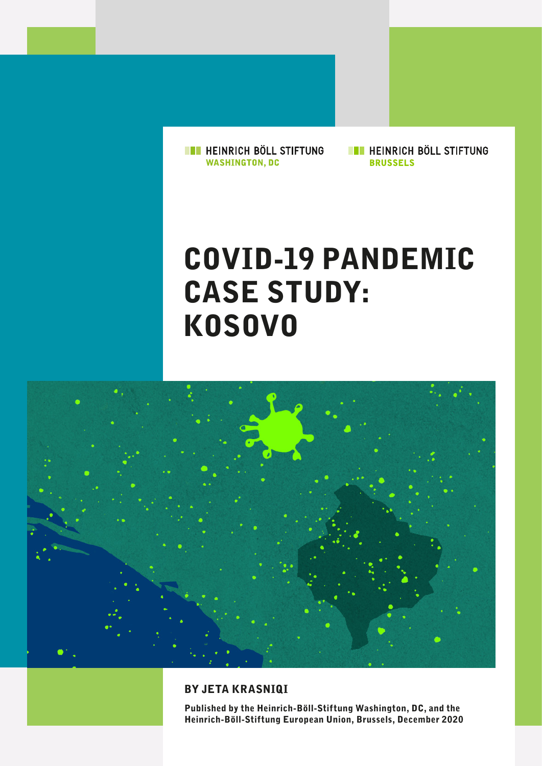HEINRICH BÖLL STIFTUNG
**WASHINGTON, DC**

HEINRICH BÖLL STIFTUNG
**BRUSSELS**

# COVID-19 PANDEMIC CASE STUDY: KOSOVO

## BY JETA KRASNIQI

**Published by the Heinrich-Böll-Stiftung Washington, DC, and the Heinrich-Böll-Stiftung European Union, Brussels, December 2020**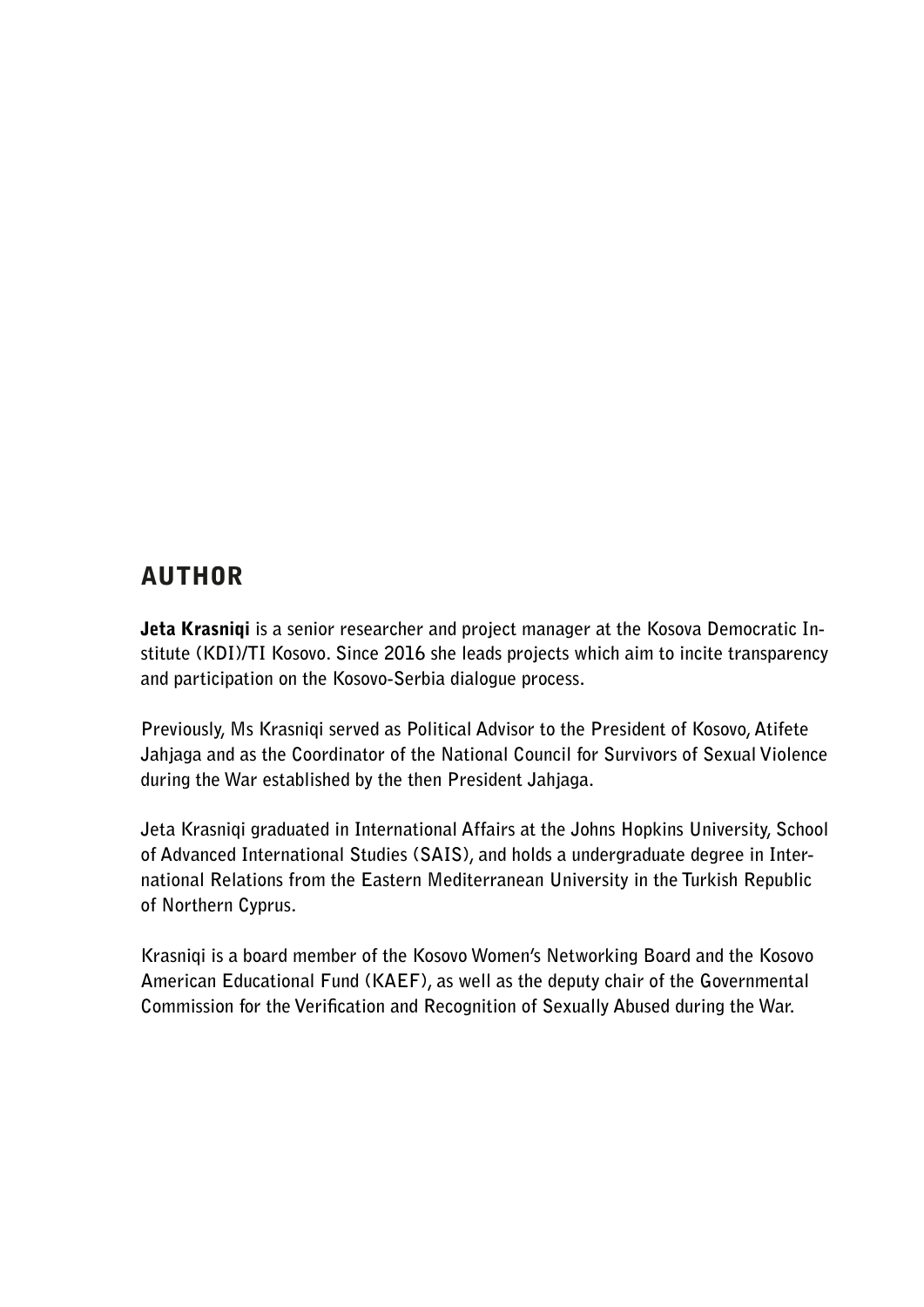## AUTHOR

**Jeta Krasniqi** is a senior researcher and project manager at the Kosova Democratic Institute (KDI)/TI Kosovo. Since 2016 she leads projects which aim to incite transparency and participation on the Kosovo-Serbia dialogue process.

Previously, Ms Krasniqi served as Political Advisor to the President of Kosovo, Atifete Jahjaga and as the Coordinator of the National Council for Survivors of Sexual Violence during the War established by the then President Jahjaga.

Jeta Krasniqi graduated in International Affairs at the Johns Hopkins University, School of Advanced International Studies (SAIS), and holds a undergraduate degree in International Relations from the Eastern Mediterranean University in the Turkish Republic of Northern Cyprus.

Krasniqi is a board member of the Kosovo Women's Networking Board and the Kosovo American Educational Fund (KAEF), as well as the deputy chair of the Governmental Commission for the Verification and Recognition of Sexually Abused during the War.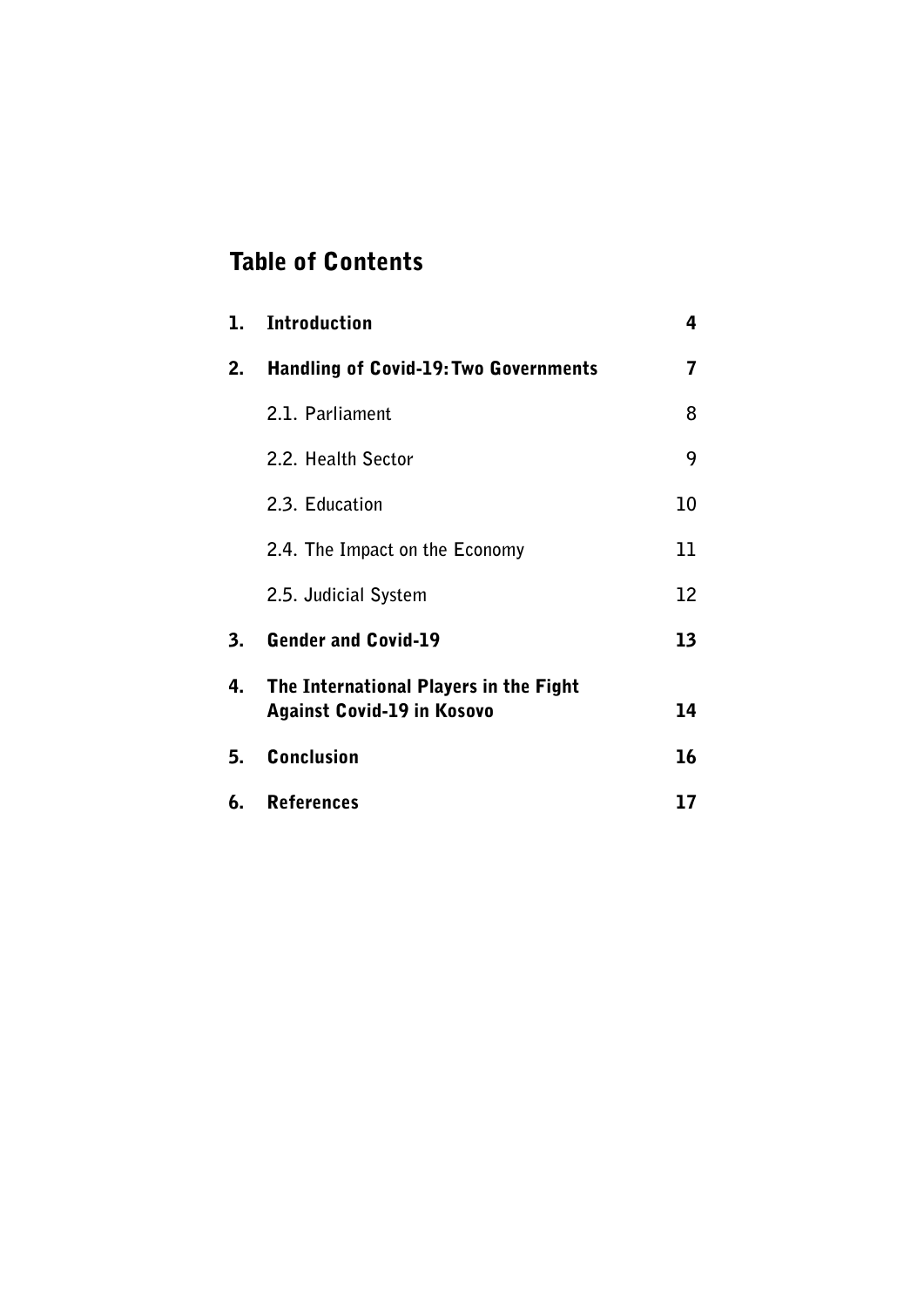## Table of Contents

| | | |
|---|---|---|
| **1.** | **Introduction** | **4** |
| **2.** | **Handling of Covid-19: Two Governments** | **7** |
| | 2.1. Parliament | 8 |
| | 2.2. Health Sector | 9 |
| | 2.3. Education | 10 |
| | 2.4. The Impact on the Economy | 11 |
| | 2.5. Judicial System | 12 |
| **3.** | **Gender and Covid-19** | **13** |
| **4.** | **The International Players in the Fight Against Covid-19 in Kosovo** | **14** |
| **5.** | **Conclusion** | **16** |
| **6.** | **References** | **17** |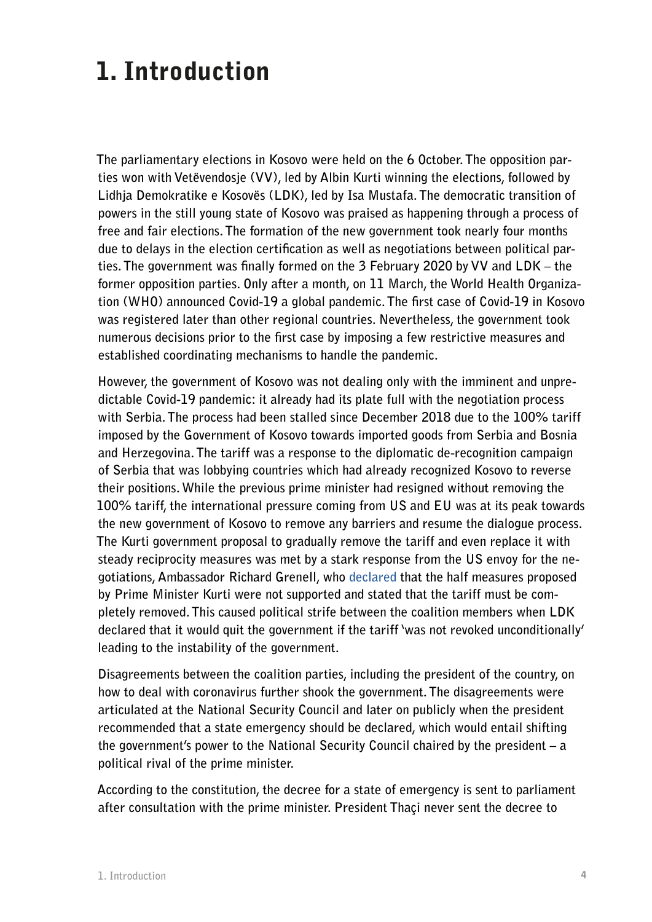# 1. Introduction

The parliamentary elections in Kosovo were held on the 6 October. The opposition parties won with Vetëvendosje (VV), led by Albin Kurti winning the elections, followed by Lidhja Demokratike e Kosovës (LDK), led by Isa Mustafa. The democratic transition of powers in the still young state of Kosovo was praised as happening through a process of free and fair elections. The formation of the new government took nearly four months due to delays in the election certification as well as negotiations between political parties. The government was finally formed on the 3 February 2020 by VV and LDK – the former opposition parties. Only after a month, on 11 March, the World Health Organization (WHO) announced Covid-19 a global pandemic. The first case of Covid-19 in Kosovo was registered later than other regional countries. Nevertheless, the government took numerous decisions prior to the first case by imposing a few restrictive measures and established coordinating mechanisms to handle the pandemic.

However, the government of Kosovo was not dealing only with the imminent and unpredictable Covid-19 pandemic: it already had its plate full with the negotiation process with Serbia. The process had been stalled since December 2018 due to the 100% tariff imposed by the Government of Kosovo towards imported goods from Serbia and Bosnia and Herzegovina. The tariff was a response to the diplomatic de-recognition campaign of Serbia that was lobbying countries which had already recognized Kosovo to reverse their positions. While the previous prime minister had resigned without removing the 100% tariff, the international pressure coming from US and EU was at its peak towards the new government of Kosovo to remove any barriers and resume the dialogue process. The Kurti government proposal to gradually remove the tariff and even replace it with steady reciprocity measures was met by a stark response from the US envoy for the negotiations, Ambassador Richard Grenell, who declared that the half measures proposed by Prime Minister Kurti were not supported and stated that the tariff must be completely removed. This caused political strife between the coalition members when LDK declared that it would quit the government if the tariff 'was not revoked unconditionally' leading to the instability of the government.

Disagreements between the coalition parties, including the president of the country, on how to deal with coronavirus further shook the government. The disagreements were articulated at the National Security Council and later on publicly when the president recommended that a state emergency should be declared, which would entail shifting the government's power to the National Security Council chaired by the president – a political rival of the prime minister.

According to the constitution, the decree for a state of emergency is sent to parliament after consultation with the prime minister. President Thaçi never sent the decree to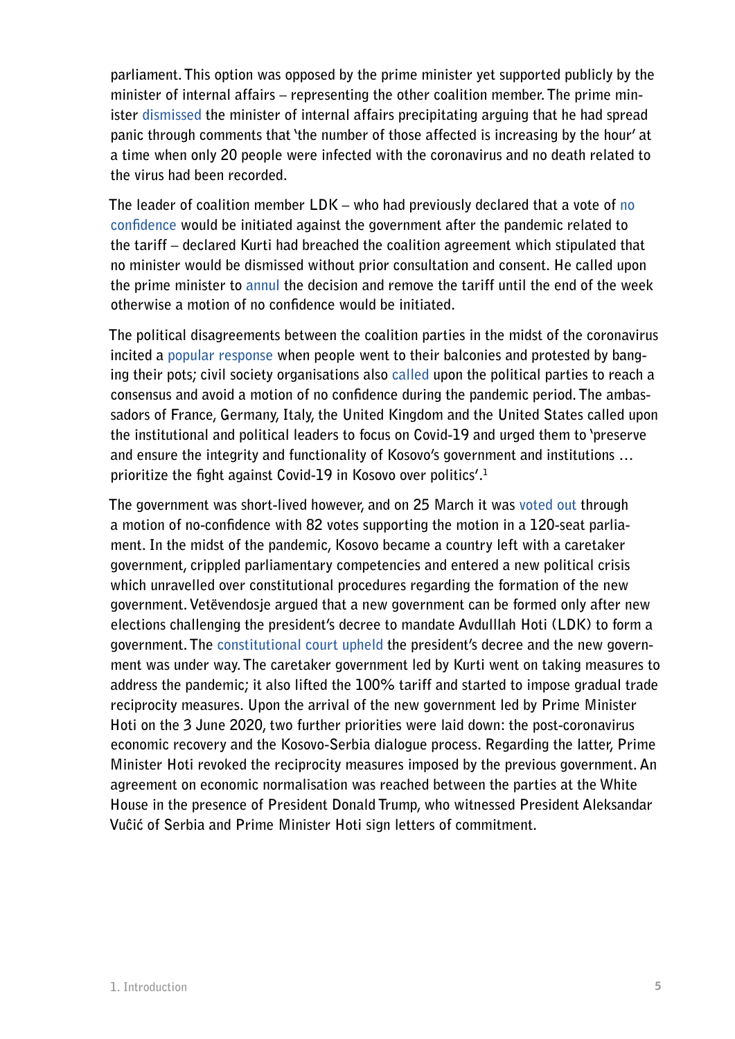parliament. This option was opposed by the prime minister yet supported publicly by the minister of internal affairs – representing the other coalition member. The prime minister dismissed the minister of internal affairs precipitating arguing that he had spread panic through comments that 'the number of those affected is increasing by the hour' at a time when only 20 people were infected with the coronavirus and no death related to the virus had been recorded.

The leader of coalition member LDK – who had previously declared that a vote of no confidence would be initiated against the government after the pandemic related to the tariff – declared Kurti had breached the coalition agreement which stipulated that no minister would be dismissed without prior consultation and consent. He called upon the prime minister to annul the decision and remove the tariff until the end of the week otherwise a motion of no confidence would be initiated.

The political disagreements between the coalition parties in the midst of the coronavirus incited a popular response when people went to their balconies and protested by banging their pots; civil society organisations also called upon the political parties to reach a consensus and avoid a motion of no confidence during the pandemic period. The ambassadors of France, Germany, Italy, the United Kingdom and the United States called upon the institutional and political leaders to focus on Covid-19 and urged them to 'preserve and ensure the integrity and functionality of Kosovo's government and institutions … prioritize the fight against Covid-19 in Kosovo over politics'.[1]

The government was short-lived however, and on 25 March it was voted out through a motion of no-confidence with 82 votes supporting the motion in a 120-seat parliament. In the midst of the pandemic, Kosovo became a country left with a caretaker government, crippled parliamentary competencies and entered a new political crisis which unravelled over constitutional procedures regarding the formation of the new government. Vetëvendosje argued that a new government can be formed only after new elections challenging the president's decree to mandate Avdulllah Hoti (LDK) to form a government. The constitutional court upheld the president's decree and the new government was under way. The caretaker government led by Kurti went on taking measures to address the pandemic; it also lifted the 100% tariff and started to impose gradual trade reciprocity measures. Upon the arrival of the new government led by Prime Minister Hoti on the 3 June 2020, two further priorities were laid down: the post-coronavirus economic recovery and the Kosovo-Serbia dialogue process. Regarding the latter, Prime Minister Hoti revoked the reciprocity measures imposed by the previous government. An agreement on economic normalisation was reached between the parties at the White House in the presence of President Donald Trump, who witnessed President Aleksandar Vuĉić of Serbia and Prime Minister Hoti sign letters of commitment.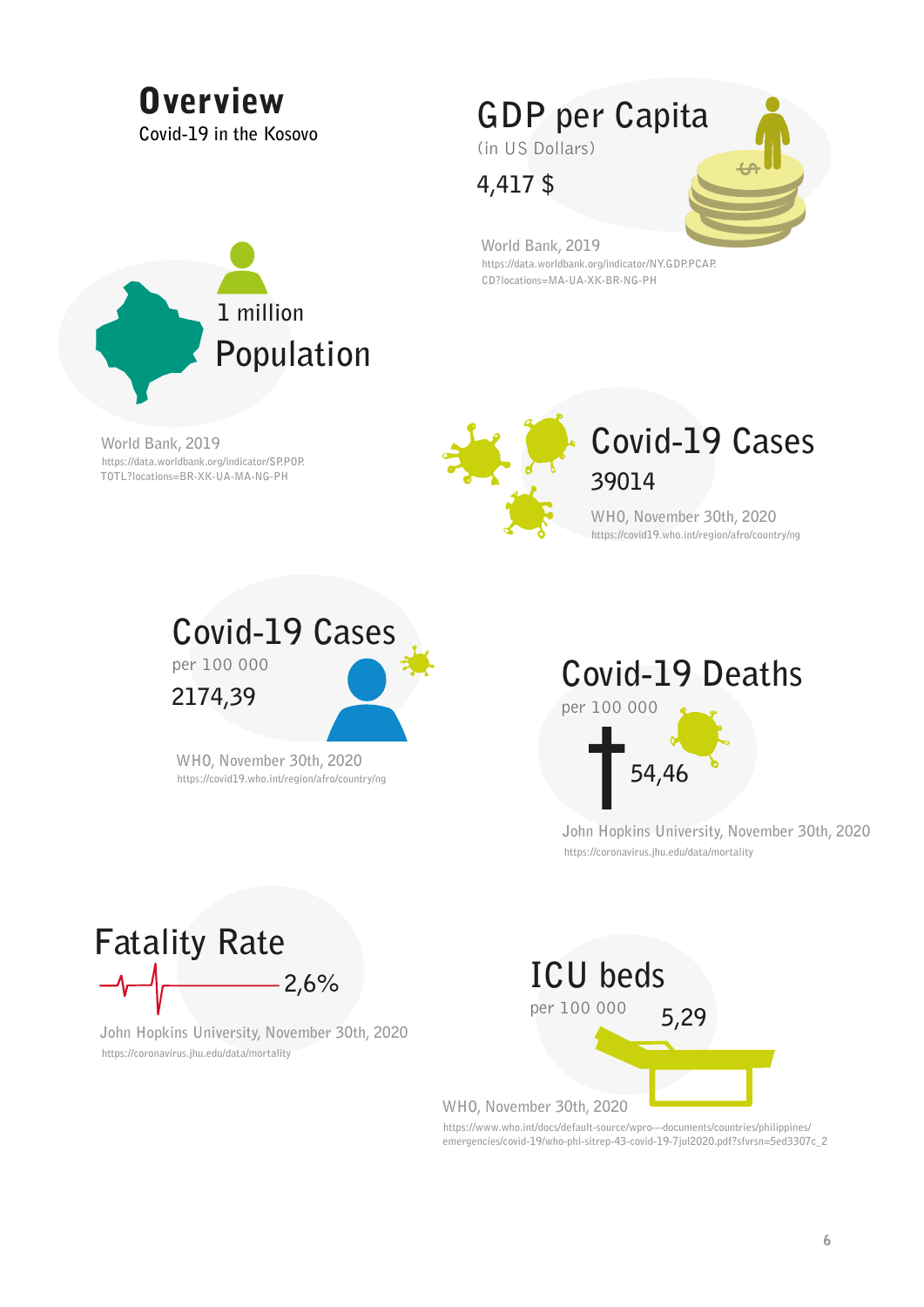# Overview

Covid-19 in the Kosovo

## GDP per Capita

(in US Dollars)

4,417 $

World Bank, 2019
https://data.worldbank.org/indicator/NY.GDP.PCAP.CD?locations=MA-UA-XK-BR-NG-PH

## Population

1 million

World Bank, 2019
https://data.worldbank.org/indicator/SP.POP.TOTL?locations=BR-XK-UA-MA-NG-PH

## Covid-19 Cases

39014

WHO, November 30th, 2020
https://covid19.who.int/region/afro/country/ng

## Covid-19 Cases

per 100 000

2174,39

WHO, November 30th, 2020
https://covid19.who.int/region/afro/country/ng

## Covid-19 Deaths

per 100 000

54,46

John Hopkins University, November 30th, 2020
https://coronavirus.jhu.edu/data/mortality

## Fatality Rate

2,6%

John Hopkins University, November 30th, 2020
https://coronavirus.jhu.edu/data/mortality

## ICU beds

per 100 000

5,29

WHO, November 30th, 2020
https://www.who.int/docs/default-source/wpro---documents/countries/philippines/emergencies/covid-19/who-phl-sitrep-43-covid-19-7jul2020.pdf?sfvrsn=5ed3307c_2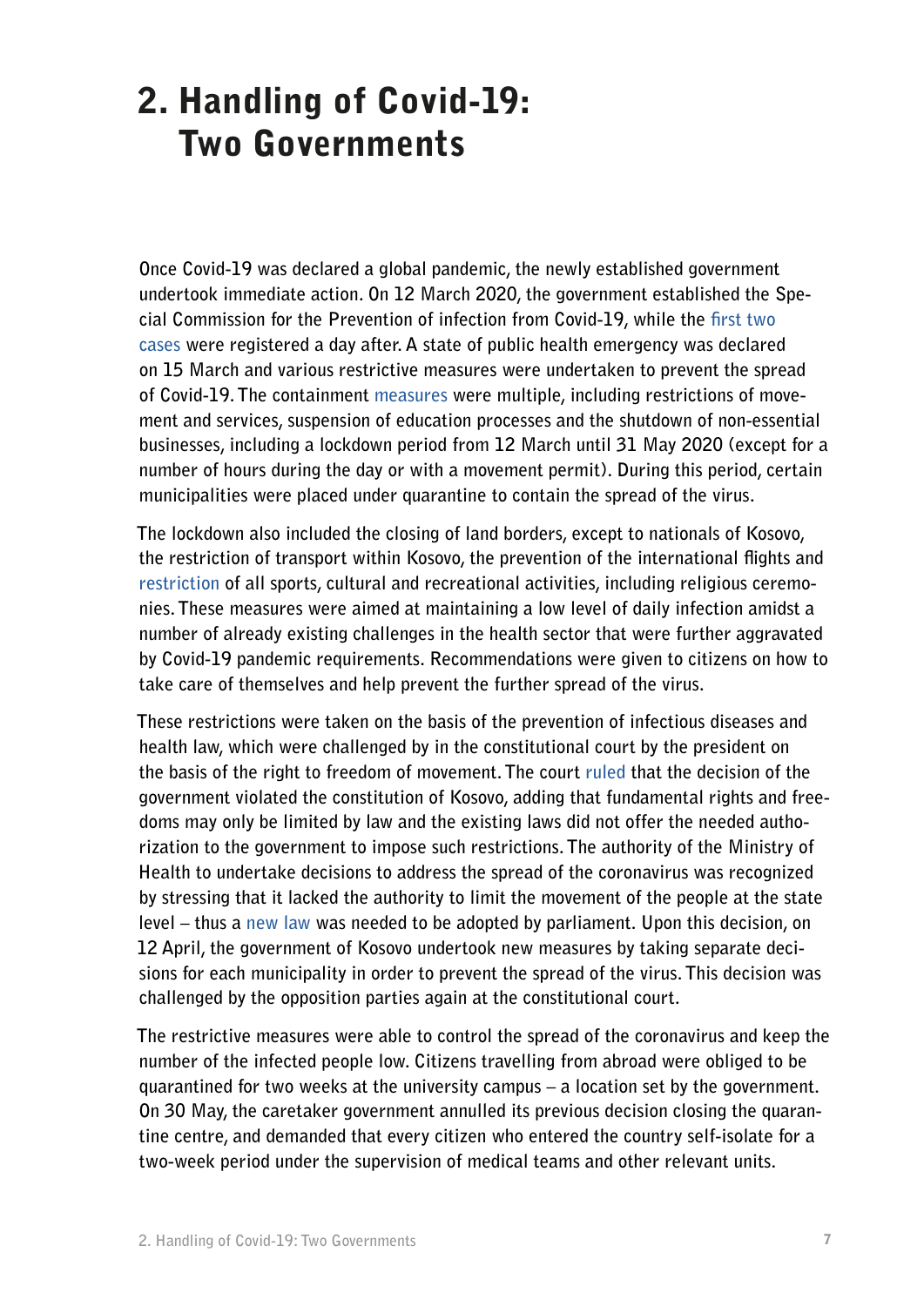# 2. Handling of Covid-19: Two Governments

Once Covid-19 was declared a global pandemic, the newly established government undertook immediate action. On 12 March 2020, the government established the Special Commission for the Prevention of infection from Covid-19, while the first two cases were registered a day after. A state of public health emergency was declared on 15 March and various restrictive measures were undertaken to prevent the spread of Covid-19. The containment measures were multiple, including restrictions of movement and services, suspension of education processes and the shutdown of non-essential businesses, including a lockdown period from 12 March until 31 May 2020 (except for a number of hours during the day or with a movement permit). During this period, certain municipalities were placed under quarantine to contain the spread of the virus.

The lockdown also included the closing of land borders, except to nationals of Kosovo, the restriction of transport within Kosovo, the prevention of the international flights and restriction of all sports, cultural and recreational activities, including religious ceremonies. These measures were aimed at maintaining a low level of daily infection amidst a number of already existing challenges in the health sector that were further aggravated by Covid-19 pandemic requirements. Recommendations were given to citizens on how to take care of themselves and help prevent the further spread of the virus.

These restrictions were taken on the basis of the prevention of infectious diseases and health law, which were challenged by in the constitutional court by the president on the basis of the right to freedom of movement. The court ruled that the decision of the government violated the constitution of Kosovo, adding that fundamental rights and freedoms may only be limited by law and the existing laws did not offer the needed authorization to the government to impose such restrictions. The authority of the Ministry of Health to undertake decisions to address the spread of the coronavirus was recognized by stressing that it lacked the authority to limit the movement of the people at the state level – thus a new law was needed to be adopted by parliament. Upon this decision, on 12 April, the government of Kosovo undertook new measures by taking separate decisions for each municipality in order to prevent the spread of the virus. This decision was challenged by the opposition parties again at the constitutional court.

The restrictive measures were able to control the spread of the coronavirus and keep the number of the infected people low. Citizens travelling from abroad were obliged to be quarantined for two weeks at the university campus – a location set by the government. On 30 May, the caretaker government annulled its previous decision closing the quarantine centre, and demanded that every citizen who entered the country self-isolate for a two-week period under the supervision of medical teams and other relevant units.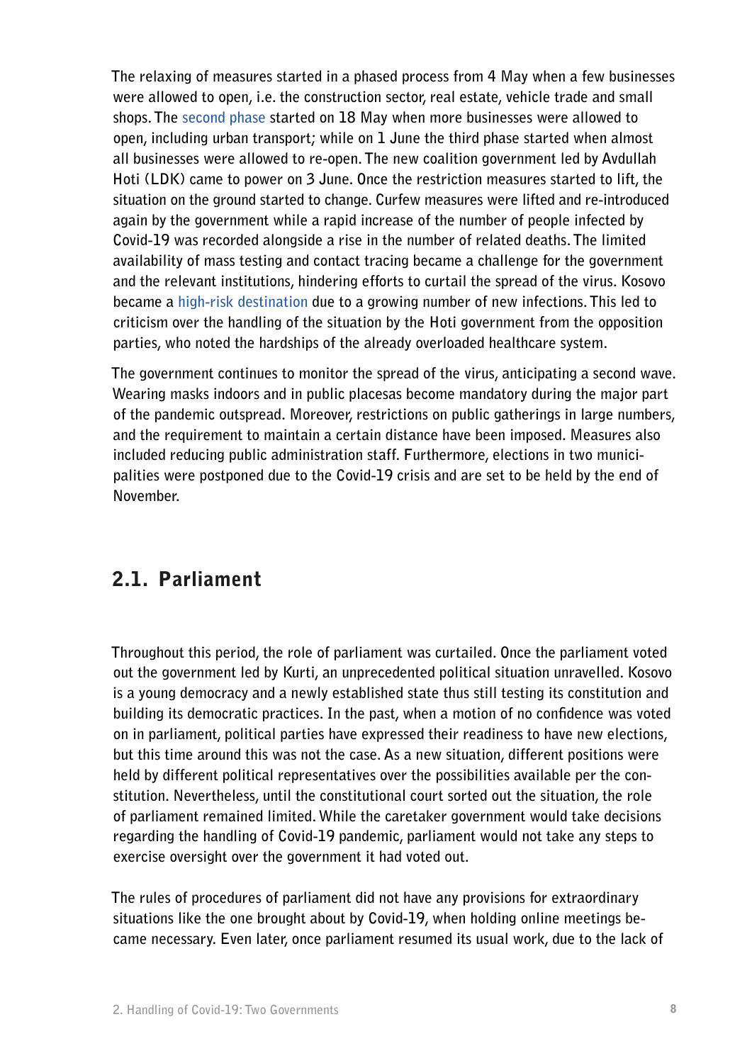The relaxing of measures started in a phased process from 4 May when a few businesses were allowed to open, i.e. the construction sector, real estate, vehicle trade and small shops. The second phase started on 18 May when more businesses were allowed to open, including urban transport; while on 1 June the third phase started when almost all businesses were allowed to re-open. The new coalition government led by Avdullah Hoti (LDK) came to power on 3 June. Once the restriction measures started to lift, the situation on the ground started to change. Curfew measures were lifted and re-introduced again by the government while a rapid increase of the number of people infected by Covid-19 was recorded alongside a rise in the number of related deaths. The limited availability of mass testing and contact tracing became a challenge for the government and the relevant institutions, hindering efforts to curtail the spread of the virus. Kosovo became a high-risk destination due to a growing number of new infections. This led to criticism over the handling of the situation by the Hoti government from the opposition parties, who noted the hardships of the already overloaded healthcare system.

The government continues to monitor the spread of the virus, anticipating a second wave. Wearing masks indoors and in public placesas become mandatory during the major part of the pandemic outspread. Moreover, restrictions on public gatherings in large numbers, and the requirement to maintain a certain distance have been imposed. Measures also included reducing public administration staff. Furthermore, elections in two municipalities were postponed due to the Covid-19 crisis and are set to be held by the end of November.

## 2.1. Parliament

Throughout this period, the role of parliament was curtailed. Once the parliament voted out the government led by Kurti, an unprecedented political situation unravelled. Kosovo is a young democracy and a newly established state thus still testing its constitution and building its democratic practices. In the past, when a motion of no confidence was voted on in parliament, political parties have expressed their readiness to have new elections, but this time around this was not the case. As a new situation, different positions were held by different political representatives over the possibilities available per the constitution. Nevertheless, until the constitutional court sorted out the situation, the role of parliament remained limited. While the caretaker government would take decisions regarding the handling of Covid-19 pandemic, parliament would not take any steps to exercise oversight over the government it had voted out.

The rules of procedures of parliament did not have any provisions for extraordinary situations like the one brought about by Covid-19, when holding online meetings became necessary. Even later, once parliament resumed its usual work, due to the lack of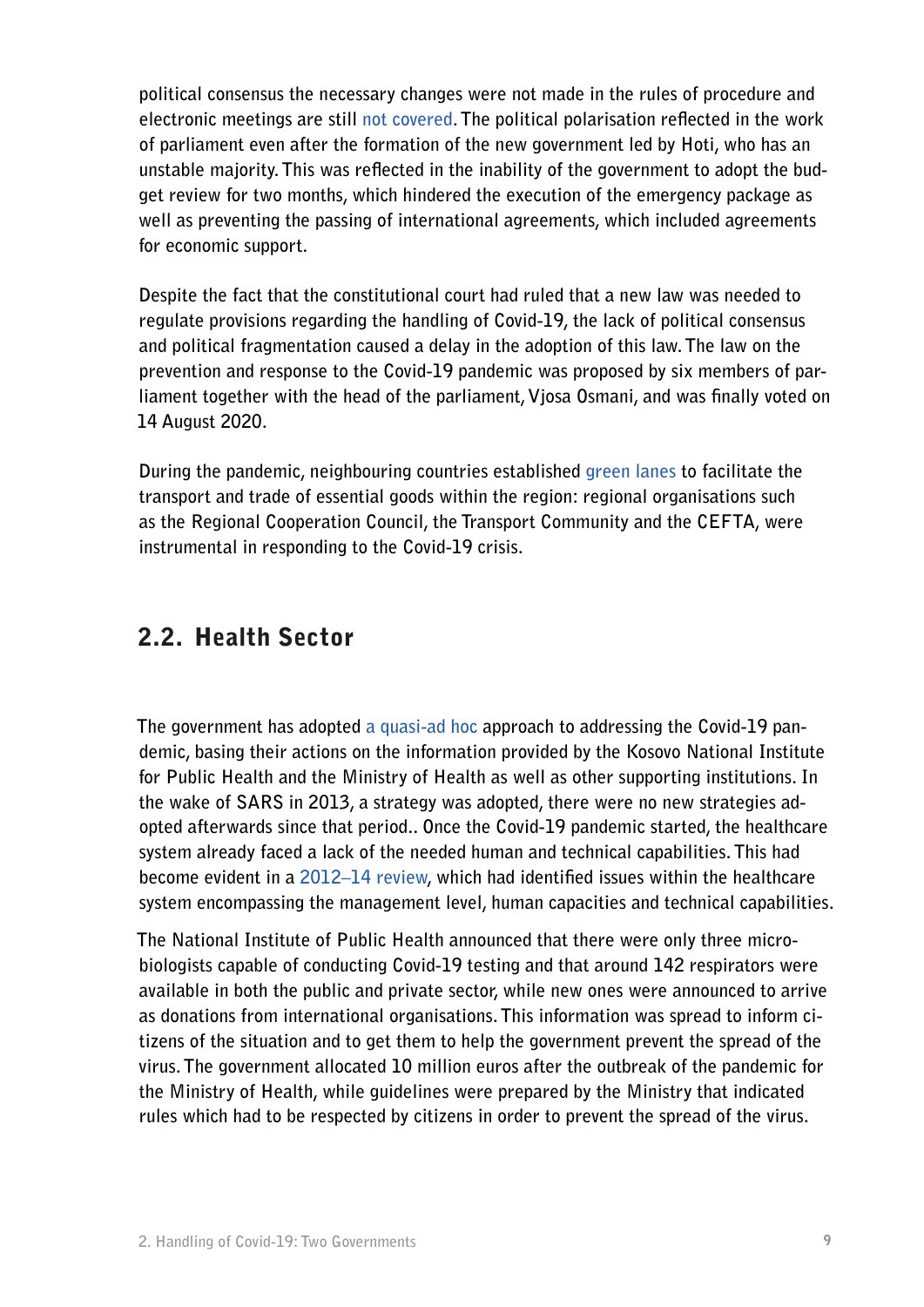political consensus the necessary changes were not made in the rules of procedure and electronic meetings are still not covered. The political polarisation reflected in the work of parliament even after the formation of the new government led by Hoti, who has an unstable majority. This was reflected in the inability of the government to adopt the budget review for two months, which hindered the execution of the emergency package as well as preventing the passing of international agreements, which included agreements for economic support.

Despite the fact that the constitutional court had ruled that a new law was needed to regulate provisions regarding the handling of Covid-19, the lack of political consensus and political fragmentation caused a delay in the adoption of this law. The law on the prevention and response to the Covid-19 pandemic was proposed by six members of parliament together with the head of the parliament, Vjosa Osmani, and was finally voted on 14 August 2020.

During the pandemic, neighbouring countries established green lanes to facilitate the transport and trade of essential goods within the region: regional organisations such as the Regional Cooperation Council, the Transport Community and the CEFTA, were instrumental in responding to the Covid-19 crisis.

## 2.2. Health Sector

The government has adopted a quasi-ad hoc approach to addressing the Covid-19 pandemic, basing their actions on the information provided by the Kosovo National Institute for Public Health and the Ministry of Health as well as other supporting institutions. In the wake of SARS in 2013, a strategy was adopted, there were no new strategies adopted afterwards since that period.. Once the Covid-19 pandemic started, the healthcare system already faced a lack of the needed human and technical capabilities. This had become evident in a 2012–14 review, which had identified issues within the healthcare system encompassing the management level, human capacities and technical capabilities.

The National Institute of Public Health announced that there were only three microbiologists capable of conducting Covid-19 testing and that around 142 respirators were available in both the public and private sector, while new ones were announced to arrive as donations from international organisations. This information was spread to inform citizens of the situation and to get them to help the government prevent the spread of the virus. The government allocated 10 million euros after the outbreak of the pandemic for the Ministry of Health, while guidelines were prepared by the Ministry that indicated rules which had to be respected by citizens in order to prevent the spread of the virus.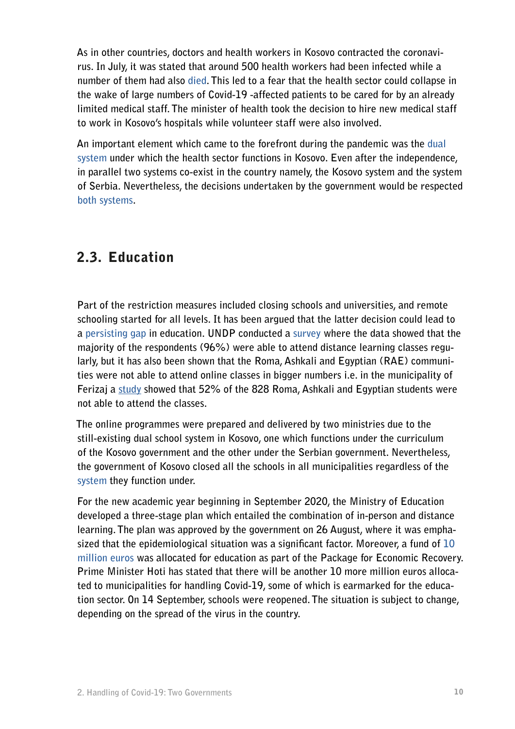As in other countries, doctors and health workers in Kosovo contracted the coronavirus. In July, it was stated that around 500 health workers had been infected while a number of them had also died. This led to a fear that the health sector could collapse in the wake of large numbers of Covid-19 -affected patients to be cared for by an already limited medical staff. The minister of health took the decision to hire new medical staff to work in Kosovo's hospitals while volunteer staff were also involved.

An important element which came to the forefront during the pandemic was the dual system under which the health sector functions in Kosovo. Even after the independence, in parallel two systems co-exist in the country namely, the Kosovo system and the system of Serbia. Nevertheless, the decisions undertaken by the government would be respected both systems.

## 2.3. Education

Part of the restriction measures included closing schools and universities, and remote schooling started for all levels. It has been argued that the latter decision could lead to a persisting gap in education. UNDP conducted a survey where the data showed that the majority of the respondents (96%) were able to attend distance learning classes regularly, but it has also been shown that the Roma, Ashkali and Egyptian (RAE) communities were not able to attend online classes in bigger numbers i.e. in the municipality of Ferizaj a study showed that 52% of the 828 Roma, Ashkali and Egyptian students were not able to attend the classes.

The online programmes were prepared and delivered by two ministries due to the still-existing dual school system in Kosovo, one which functions under the curriculum of the Kosovo government and the other under the Serbian government. Nevertheless, the government of Kosovo closed all the schools in all municipalities regardless of the system they function under.

For the new academic year beginning in September 2020, the Ministry of Education developed a three-stage plan which entailed the combination of in-person and distance learning. The plan was approved by the government on 26 August, where it was emphasized that the epidemiological situation was a significant factor. Moreover, a fund of 10 million euros was allocated for education as part of the Package for Economic Recovery. Prime Minister Hoti has stated that there will be another 10 more million euros allocated to municipalities for handling Covid-19, some of which is earmarked for the education sector. On 14 September, schools were reopened. The situation is subject to change, depending on the spread of the virus in the country.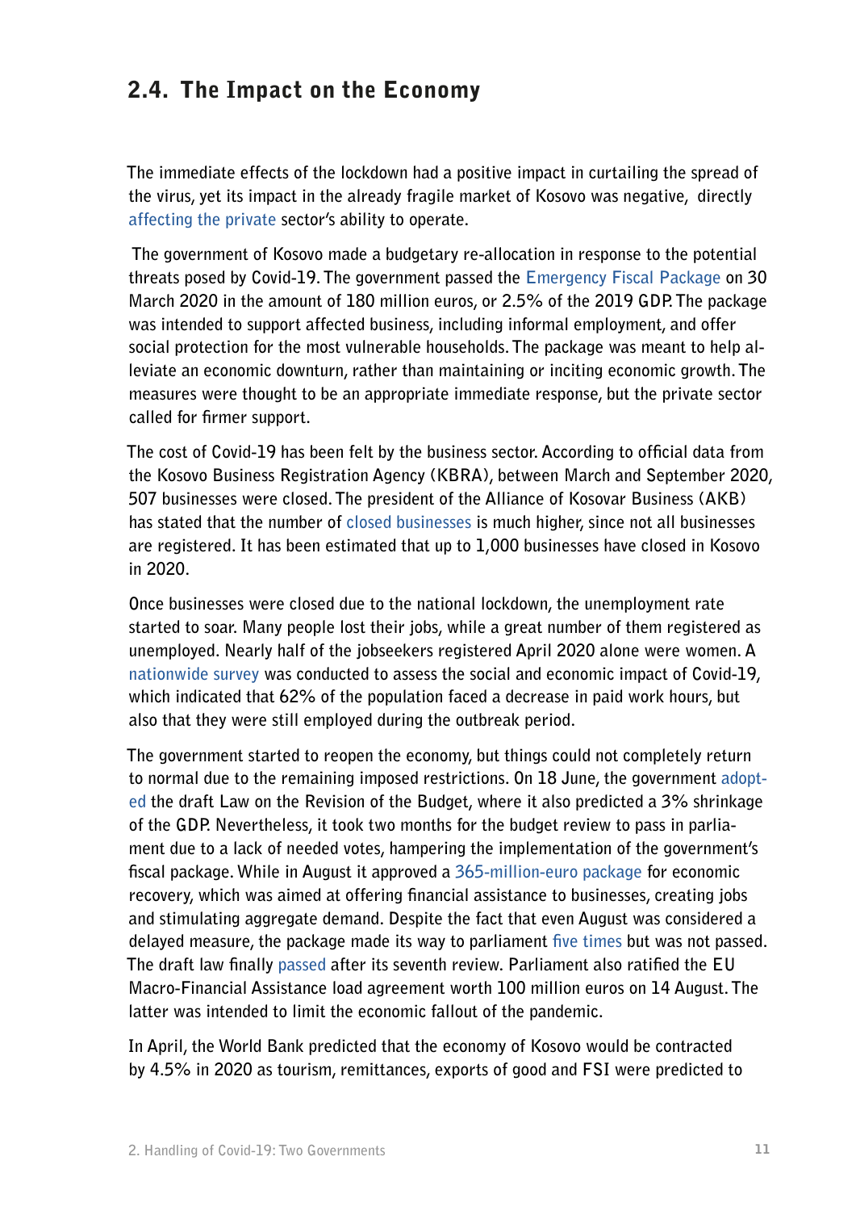## 2.4. The Impact on the Economy

The immediate effects of the lockdown had a positive impact in curtailing the spread of the virus, yet its impact in the already fragile market of Kosovo was negative, directly affecting the private sector's ability to operate.

The government of Kosovo made a budgetary re-allocation in response to the potential threats posed by Covid-19. The government passed the Emergency Fiscal Package on 30 March 2020 in the amount of 180 million euros, or 2.5% of the 2019 GDP. The package was intended to support affected business, including informal employment, and offer social protection for the most vulnerable households. The package was meant to help alleviate an economic downturn, rather than maintaining or inciting economic growth. The measures were thought to be an appropriate immediate response, but the private sector called for firmer support.

The cost of Covid-19 has been felt by the business sector. According to official data from the Kosovo Business Registration Agency (KBRA), between March and September 2020, 507 businesses were closed. The president of the Alliance of Kosovar Business (AKB) has stated that the number of closed businesses is much higher, since not all businesses are registered. It has been estimated that up to 1,000 businesses have closed in Kosovo in 2020.

Once businesses were closed due to the national lockdown, the unemployment rate started to soar. Many people lost their jobs, while a great number of them registered as unemployed. Nearly half of the jobseekers registered April 2020 alone were women. A nationwide survey was conducted to assess the social and economic impact of Covid-19, which indicated that 62% of the population faced a decrease in paid work hours, but also that they were still employed during the outbreak period.

The government started to reopen the economy, but things could not completely return to normal due to the remaining imposed restrictions. On 18 June, the government adopted the draft Law on the Revision of the Budget, where it also predicted a 3% shrinkage of the GDP. Nevertheless, it took two months for the budget review to pass in parliament due to a lack of needed votes, hampering the implementation of the government's fiscal package. While in August it approved a 365-million-euro package for economic recovery, which was aimed at offering financial assistance to businesses, creating jobs and stimulating aggregate demand. Despite the fact that even August was considered a delayed measure, the package made its way to parliament five times but was not passed. The draft law finally passed after its seventh review. Parliament also ratified the EU Macro-Financial Assistance load agreement worth 100 million euros on 14 August. The latter was intended to limit the economic fallout of the pandemic.

In April, the World Bank predicted that the economy of Kosovo would be contracted by 4.5% in 2020 as tourism, remittances, exports of good and FSI were predicted to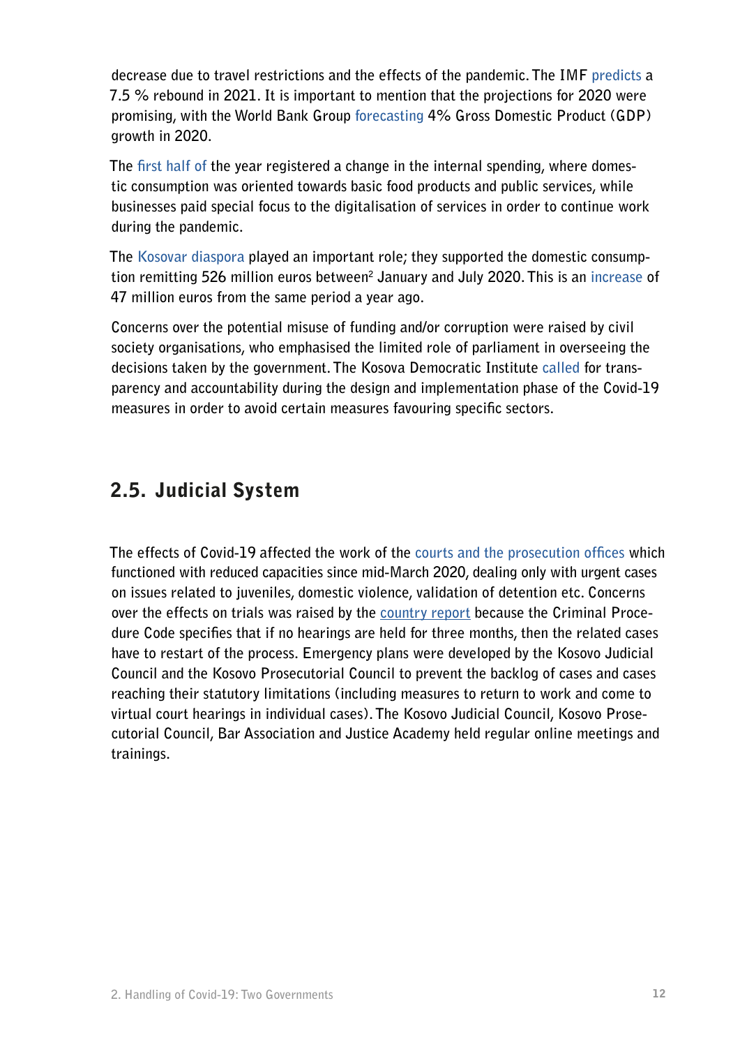decrease due to travel restrictions and the effects of the pandemic. The IMF predicts a 7.5 % rebound in 2021. It is important to mention that the projections for 2020 were promising, with the World Bank Group forecasting 4% Gross Domestic Product (GDP) growth in 2020.

The first half of the year registered a change in the internal spending, where domestic consumption was oriented towards basic food products and public services, while businesses paid special focus to the digitalisation of services in order to continue work during the pandemic.

The Kosovar diaspora played an important role; they supported the domestic consumption remitting 526 million euros between[2] January and July 2020. This is an increase of 47 million euros from the same period a year ago.

Concerns over the potential misuse of funding and/or corruption were raised by civil society organisations, who emphasised the limited role of parliament in overseeing the decisions taken by the government. The Kosova Democratic Institute called for transparency and accountability during the design and implementation phase of the Covid-19 measures in order to avoid certain measures favouring specific sectors.

## 2.5. Judicial System

The effects of Covid-19 affected the work of the courts and the prosecution offices which functioned with reduced capacities since mid-March 2020, dealing only with urgent cases on issues related to juveniles, domestic violence, validation of detention etc. Concerns over the effects on trials was raised by the country report because the Criminal Procedure Code specifies that if no hearings are held for three months, then the related cases have to restart of the process. Emergency plans were developed by the Kosovo Judicial Council and the Kosovo Prosecutorial Council to prevent the backlog of cases and cases reaching their statutory limitations (including measures to return to work and come to virtual court hearings in individual cases). The Kosovo Judicial Council, Kosovo Prosecutorial Council, Bar Association and Justice Academy held regular online meetings and trainings.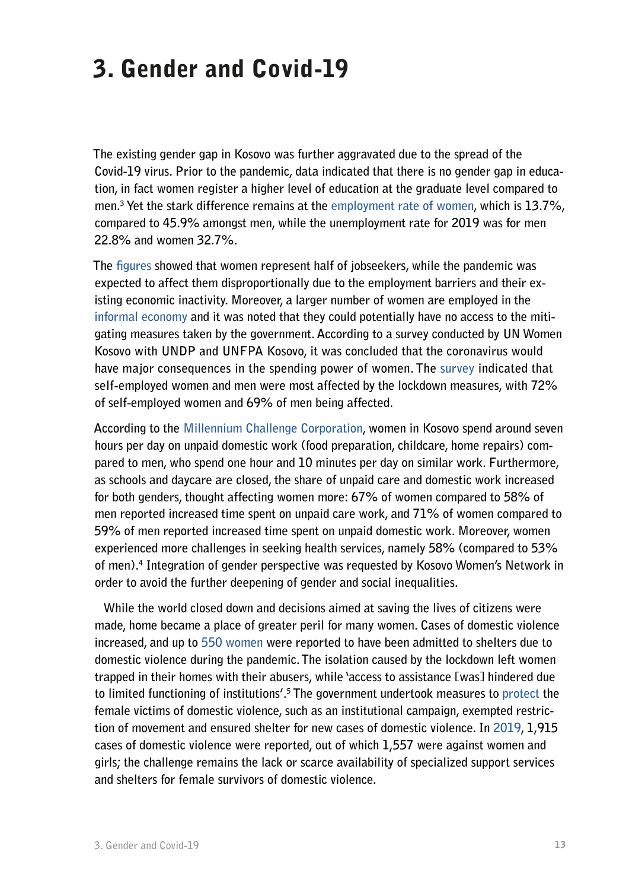# 3. Gender and Covid-19

The existing gender gap in Kosovo was further aggravated due to the spread of the Covid-19 virus. Prior to the pandemic, data indicated that there is no gender gap in education, in fact women register a higher level of education at the graduate level compared to men.[3] Yet the stark difference remains at the employment rate of women, which is 13.7%, compared to 45.9% amongst men, while the unemployment rate for 2019 was for men 22.8% and women 32.7%.

The figures showed that women represent half of jobseekers, while the pandemic was expected to affect them disproportionally due to the employment barriers and their existing economic inactivity. Moreover, a larger number of women are employed in the informal economy and it was noted that they could potentially have no access to the mitigating measures taken by the government. According to a survey conducted by UN Women Kosovo with UNDP and UNFPA Kosovo, it was concluded that the coronavirus would have major consequences in the spending power of women. The survey indicated that self-employed women and men were most affected by the lockdown measures, with 72% of self-employed women and 69% of men being affected.

According to the Millennium Challenge Corporation, women in Kosovo spend around seven hours per day on unpaid domestic work (food preparation, childcare, home repairs) compared to men, who spend one hour and 10 minutes per day on similar work. Furthermore, as schools and daycare are closed, the share of unpaid care and domestic work increased for both genders, thought affecting women more: 67% of women compared to 58% of men reported increased time spent on unpaid care work, and 71% of women compared to 59% of men reported increased time spent on unpaid domestic work. Moreover, women experienced more challenges in seeking health services, namely 58% (compared to 53% of men).[4] Integration of gender perspective was requested by Kosovo Women's Network in order to avoid the further deepening of gender and social inequalities.

While the world closed down and decisions aimed at saving the lives of citizens were made, home became a place of greater peril for many women. Cases of domestic violence increased, and up to 550 women were reported to have been admitted to shelters due to domestic violence during the pandemic. The isolation caused by the lockdown left women trapped in their homes with their abusers, while 'access to assistance [was] hindered due to limited functioning of institutions'.[5] The government undertook measures to protect the female victims of domestic violence, such as an institutional campaign, exempted restriction of movement and ensured shelter for new cases of domestic violence. In 2019, 1,915 cases of domestic violence were reported, out of which 1,557 were against women and girls; the challenge remains the lack or scarce availability of specialized support services and shelters for female survivors of domestic violence.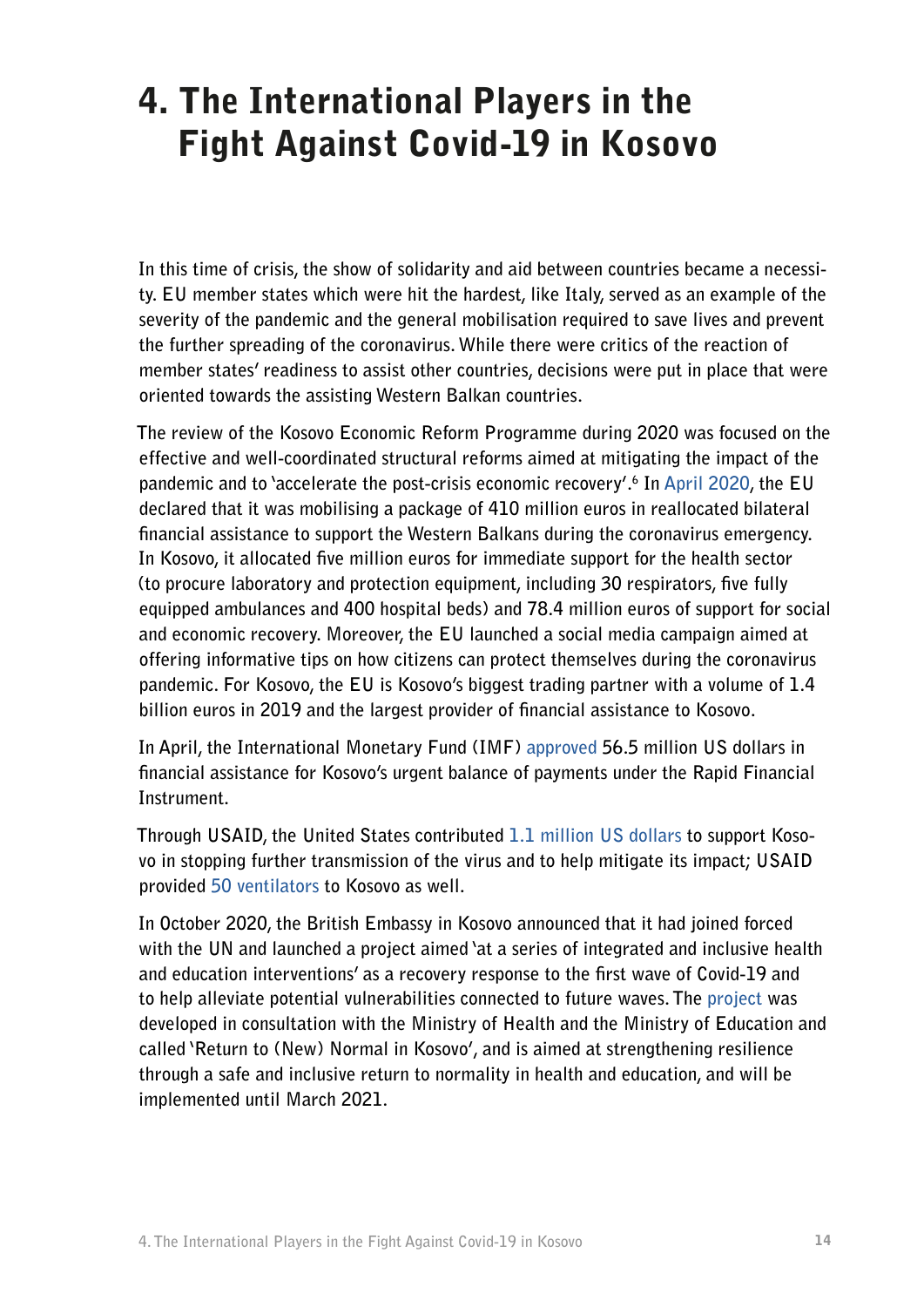# 4. The International Players in the Fight Against Covid-19 in Kosovo

In this time of crisis, the show of solidarity and aid between countries became a necessity. EU member states which were hit the hardest, like Italy, served as an example of the severity of the pandemic and the general mobilisation required to save lives and prevent the further spreading of the coronavirus. While there were critics of the reaction of member states' readiness to assist other countries, decisions were put in place that were oriented towards the assisting Western Balkan countries.

The review of the Kosovo Economic Reform Programme during 2020 was focused on the effective and well-coordinated structural reforms aimed at mitigating the impact of the pandemic and to 'accelerate the post-crisis economic recovery'.[6] In April 2020, the EU declared that it was mobilising a package of 410 million euros in reallocated bilateral financial assistance to support the Western Balkans during the coronavirus emergency. In Kosovo, it allocated five million euros for immediate support for the health sector (to procure laboratory and protection equipment, including 30 respirators, five fully equipped ambulances and 400 hospital beds) and 78.4 million euros of support for social and economic recovery. Moreover, the EU launched a social media campaign aimed at offering informative tips on how citizens can protect themselves during the coronavirus pandemic. For Kosovo, the EU is Kosovo's biggest trading partner with a volume of 1.4 billion euros in 2019 and the largest provider of financial assistance to Kosovo.

In April, the International Monetary Fund (IMF) approved 56.5 million US dollars in financial assistance for Kosovo's urgent balance of payments under the Rapid Financial Instrument.

Through USAID, the United States contributed 1.1 million US dollars to support Kosovo in stopping further transmission of the virus and to help mitigate its impact; USAID provided 50 ventilators to Kosovo as well.

In October 2020, the British Embassy in Kosovo announced that it had joined forced with the UN and launched a project aimed 'at a series of integrated and inclusive health and education interventions' as a recovery response to the first wave of Covid-19 and to help alleviate potential vulnerabilities connected to future waves. The project was developed in consultation with the Ministry of Health and the Ministry of Education and called 'Return to (New) Normal in Kosovo', and is aimed at strengthening resilience through a safe and inclusive return to normality in health and education, and will be implemented until March 2021.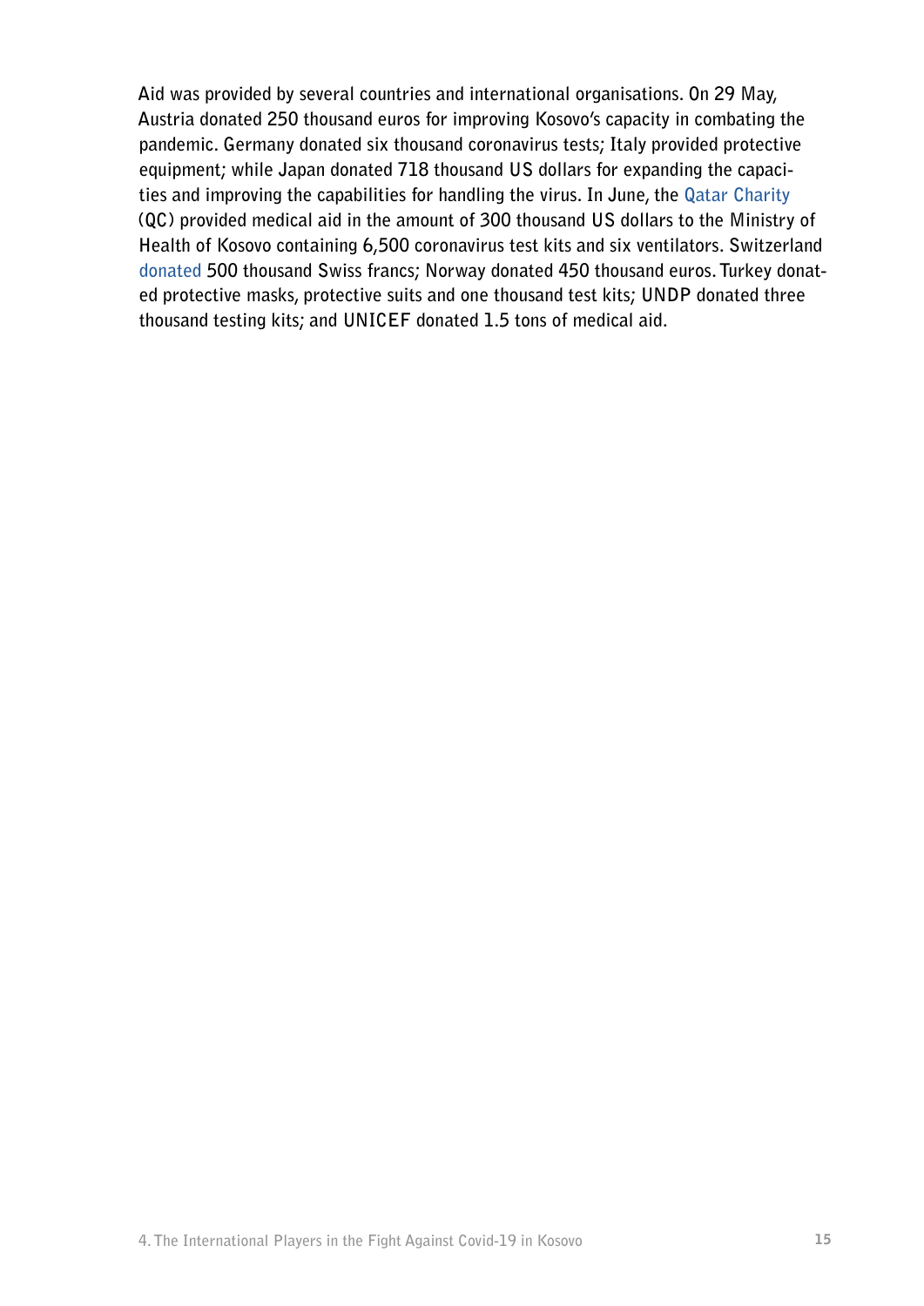Aid was provided by several countries and international organisations. On 29 May, Austria donated 250 thousand euros for improving Kosovo's capacity in combating the pandemic. Germany donated six thousand coronavirus tests; Italy provided protective equipment; while Japan donated 718 thousand US dollars for expanding the capacities and improving the capabilities for handling the virus. In June, the Qatar Charity (QC) provided medical aid in the amount of 300 thousand US dollars to the Ministry of Health of Kosovo containing 6,500 coronavirus test kits and six ventilators. Switzerland donated 500 thousand Swiss francs; Norway donated 450 thousand euros. Turkey donated protective masks, protective suits and one thousand test kits; UNDP donated three thousand testing kits; and UNICEF donated 1.5 tons of medical aid.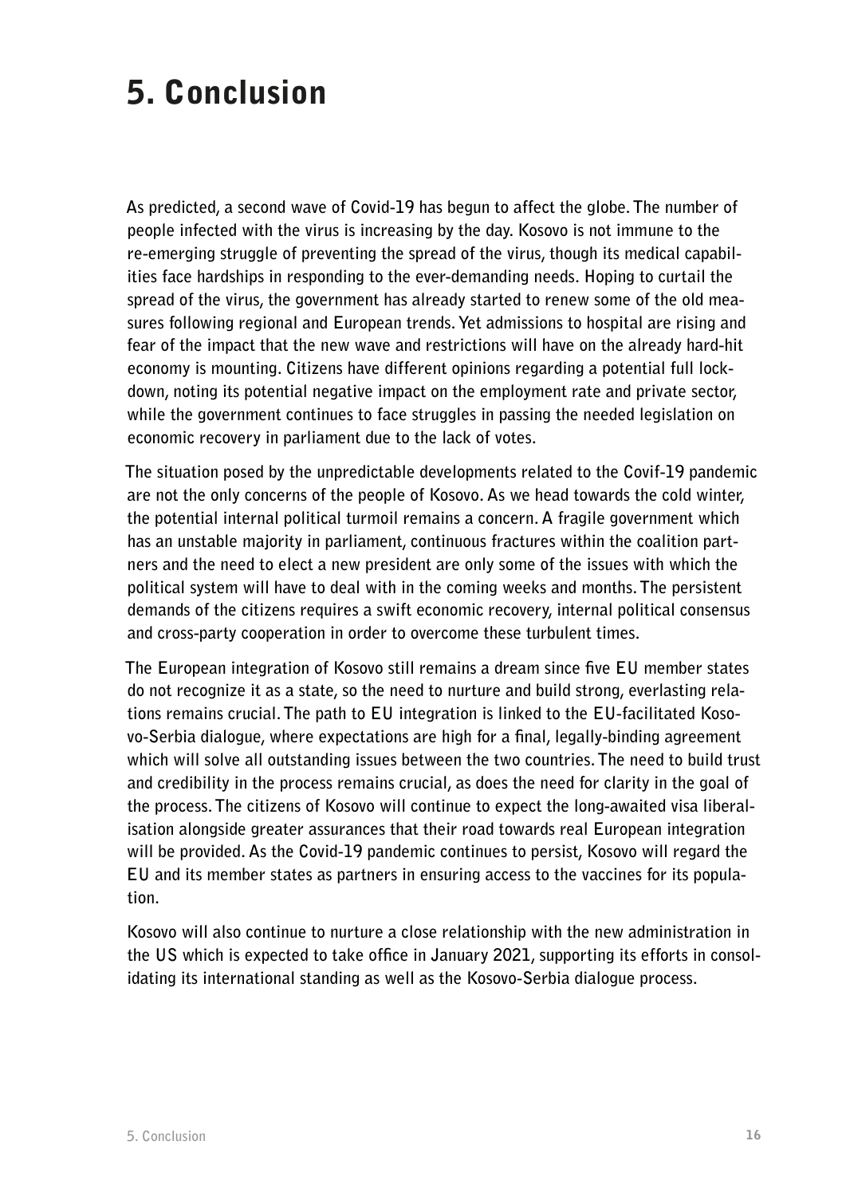# 5. Conclusion

As predicted, a second wave of Covid-19 has begun to affect the globe. The number of people infected with the virus is increasing by the day. Kosovo is not immune to the re-emerging struggle of preventing the spread of the virus, though its medical capabilities face hardships in responding to the ever-demanding needs. Hoping to curtail the spread of the virus, the government has already started to renew some of the old measures following regional and European trends. Yet admissions to hospital are rising and fear of the impact that the new wave and restrictions will have on the already hard-hit economy is mounting. Citizens have different opinions regarding a potential full lockdown, noting its potential negative impact on the employment rate and private sector, while the government continues to face struggles in passing the needed legislation on economic recovery in parliament due to the lack of votes.

The situation posed by the unpredictable developments related to the Covif-19 pandemic are not the only concerns of the people of Kosovo. As we head towards the cold winter, the potential internal political turmoil remains a concern. A fragile government which has an unstable majority in parliament, continuous fractures within the coalition partners and the need to elect a new president are only some of the issues with which the political system will have to deal with in the coming weeks and months. The persistent demands of the citizens requires a swift economic recovery, internal political consensus and cross-party cooperation in order to overcome these turbulent times.

The European integration of Kosovo still remains a dream since five EU member states do not recognize it as a state, so the need to nurture and build strong, everlasting relations remains crucial. The path to EU integration is linked to the EU-facilitated Kosovo-Serbia dialogue, where expectations are high for a final, legally-binding agreement which will solve all outstanding issues between the two countries. The need to build trust and credibility in the process remains crucial, as does the need for clarity in the goal of the process. The citizens of Kosovo will continue to expect the long-awaited visa liberalisation alongside greater assurances that their road towards real European integration will be provided. As the Covid-19 pandemic continues to persist, Kosovo will regard the EU and its member states as partners in ensuring access to the vaccines for its population.

Kosovo will also continue to nurture a close relationship with the new administration in the US which is expected to take office in January 2021, supporting its efforts in consolidating its international standing as well as the Kosovo-Serbia dialogue process.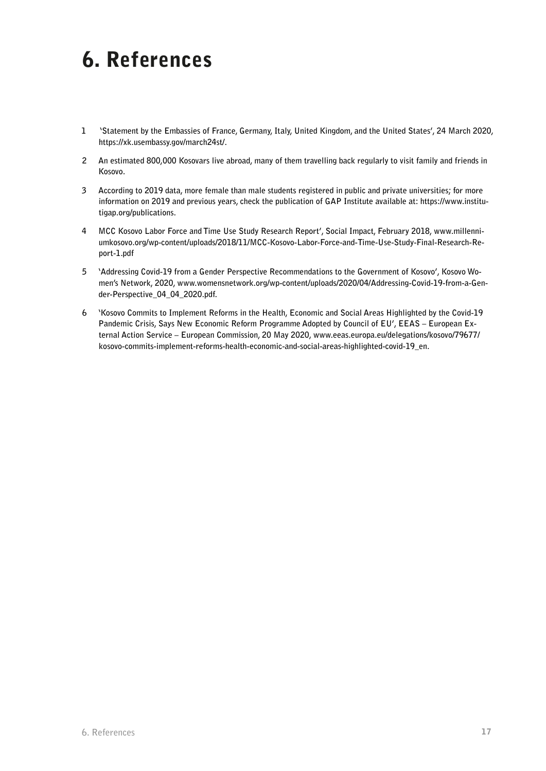# 6. References

1 'Statement by the Embassies of France, Germany, Italy, United Kingdom, and the United States', 24 March 2020, https://xk.usembassy.gov/march24st/.

2 An estimated 800,000 Kosovars live abroad, many of them travelling back regularly to visit family and friends in Kosovo.

3 According to 2019 data, more female than male students registered in public and private universities; for more information on 2019 and previous years, check the publication of GAP Institute available at: https://www.institutigap.org/publications.

4 MCC Kosovo Labor Force and Time Use Study Research Report', Social Impact, February 2018, www.millenniumkosovo.org/wp-content/uploads/2018/11/MCC-Kosovo-Labor-Force-and-Time-Use-Study-Final-Research-Report-1.pdf

5 'Addressing Covid-19 from a Gender Perspective Recommendations to the Government of Kosovo', Kosovo Women's Network, 2020, www.womensnetwork.org/wp-content/uploads/2020/04/Addressing-Covid-19-from-a-Gender-Perspective_04_04_2020.pdf.

6 'Kosovo Commits to Implement Reforms in the Health, Economic and Social Areas Highlighted by the Covid-19 Pandemic Crisis, Says New Economic Reform Programme Adopted by Council of EU', EEAS – European External Action Service – European Commission, 20 May 2020, www.eeas.europa.eu/delegations/kosovo/79677/kosovo-commits-implement-reforms-health-economic-and-social-areas-highlighted-covid-19_en.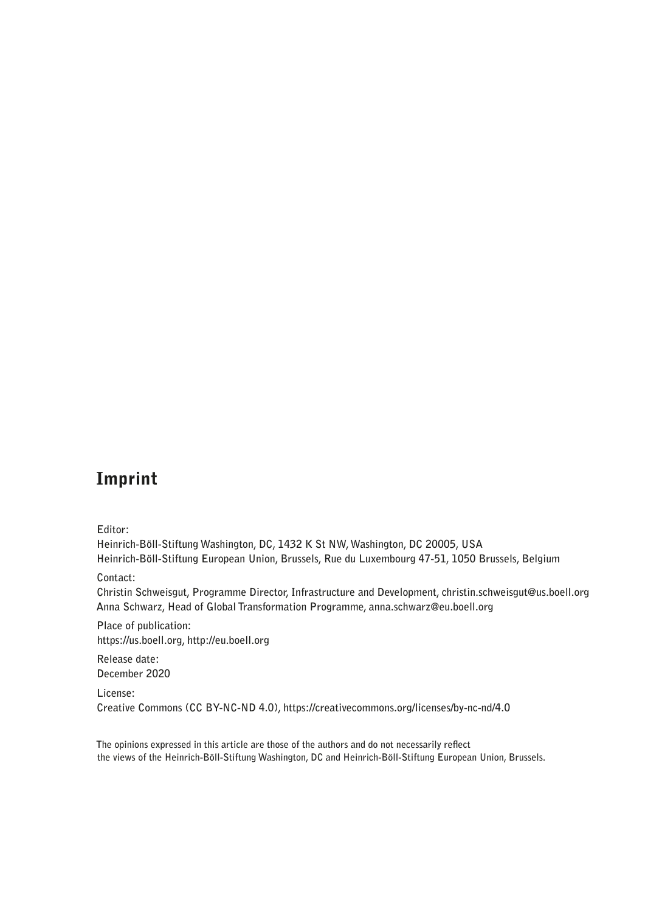## Imprint

Editor:
Heinrich-Böll-Stiftung Washington, DC, 1432 K St NW, Washington, DC 20005, USA
Heinrich-Böll-Stiftung European Union, Brussels, Rue du Luxembourg 47-51, 1050 Brussels, Belgium

Contact:
Christin Schweisgut, Programme Director, Infrastructure and Development, christin.schweisgut@us.boell.org
Anna Schwarz, Head of Global Transformation Programme, anna.schwarz@eu.boell.org

Place of publication:
https://us.boell.org, http://eu.boell.org

Release date:
December 2020

License:
Creative Commons (CC BY-NC-ND 4.0), https://creativecommons.org/licenses/by-nc-nd/4.0

The opinions expressed in this article are those of the authors and do not necessarily reflect the views of the Heinrich-Böll-Stiftung Washington, DC and Heinrich-Böll-Stiftung European Union, Brussels.